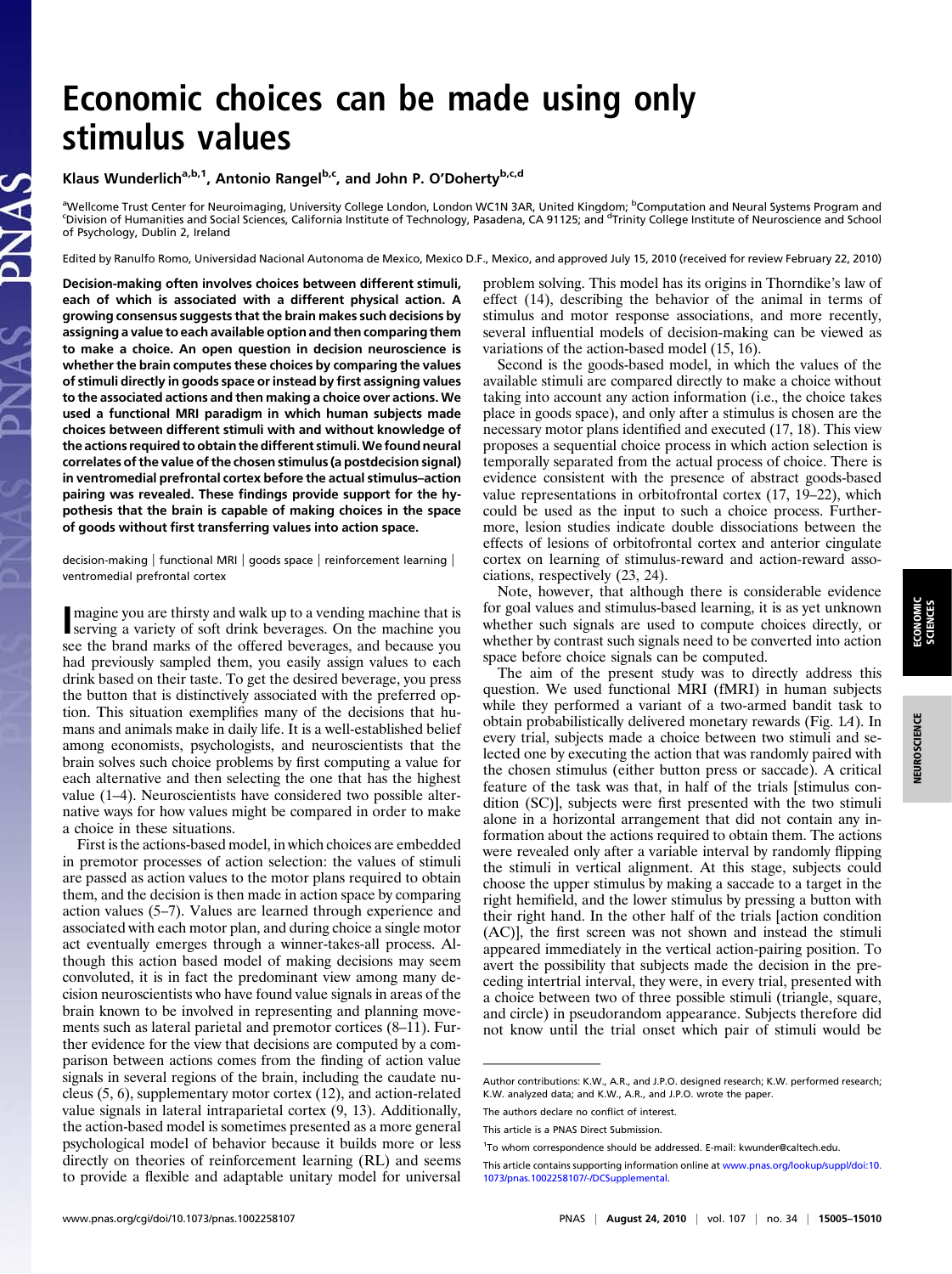# Economic choices can be made using only stimulus values

**Klaus Wunderlich[a,b,1], Antonio Rangel[b,c], and John P. O'Doherty[b,c,d]**

[a]Wellcome Trust Center for Neuroimaging, University College London, London WC1N 3AR, United Kingdom; [b]Computation and Neural Systems Program and [c]Division of Humanities and Social Sciences, California Institute of Technology, Pasadena, CA 91125; and [d]Trinity College Institute of Neuroscience and School of Psychology, Dublin 2, Ireland

Edited by Ranulfo Romo, Universidad Nacional Autonoma de Mexico, Mexico D.F., Mexico, and approved July 15, 2010 (received for review February 22, 2010)

**Decision-making often involves choices between different stimuli, each of which is associated with a different physical action. A growing consensus suggests that the brain makes such decisions by assigning a value to each available option and then comparing them to make a choice. An open question in decision neuroscience is whether the brain computes these choices by comparing the values of stimuli directly in goods space or instead by first assigning values to the associated actions and then making a choice over actions. We used a functional MRI paradigm in which human subjects made choices between different stimuli with and without knowledge of the actions required to obtain the different stimuli. We found neural correlates of the value of the chosen stimulus (a postdecision signal) in ventromedial prefrontal cortex before the actual stimulus–action pairing was revealed. These findings provide support for the hypothesis that the brain is capable of making choices in the space of goods without first transferring values into action space.**

decision-making | functional MRI | goods space | reinforcement learning | ventromedial prefrontal cortex

Imagine you are thirsty and walk up to a vending machine that is serving a variety of soft drink beverages. On the machine you see the brand marks of the offered beverages, and because you had previously sampled them, you easily assign values to each drink based on their taste. To get the desired beverage, you press the button that is distinctively associated with the preferred option. This situation exemplifies many of the decisions that humans and animals make in daily life. It is a well-established belief among economists, psychologists, and neuroscientists that the brain solves such choice problems by first computing a value for each alternative and then selecting the one that has the highest value (1–4). Neuroscientists have considered two possible alternative ways for how values might be compared in order to make a choice in these situations.

First is the actions-based model, in which choices are embedded in premotor processes of action selection: the values of stimuli are passed as action values to the motor plans required to obtain them, and the decision is then made in action space by comparing action values (5–7). Values are learned through experience and associated with each motor plan, and during choice a single motor act eventually emerges through a winner-takes-all process. Although this action based model of making decisions may seem convoluted, it is in fact the predominant view among many decision neuroscientists who have found value signals in areas of the brain known to be involved in representing and planning movements such as lateral parietal and premotor cortices (8–11). Further evidence for the view that decisions are computed by a comparison between actions comes from the finding of action value signals in several regions of the brain, including the caudate nucleus (5, 6), supplementary motor cortex (12), and action-related value signals in lateral intraparietal cortex (9, 13). Additionally, the action-based model is sometimes presented as a more general psychological model of behavior because it builds more or less directly on theories of reinforcement learning (RL) and seems to provide a flexible and adaptable unitary model for universal problem solving. This model has its origins in Thorndike's law of effect (14), describing the behavior of the animal in terms of stimulus and motor response associations, and more recently, several influential models of decision-making can be viewed as variations of the action-based model (15, 16).

Second is the goods-based model, in which the values of the available stimuli are compared directly to make a choice without taking into account any action information (i.e., the choice takes place in goods space), and only after a stimulus is chosen are the necessary motor plans identified and executed (17, 18). This view proposes a sequential choice process in which action selection is temporally separated from the actual process of choice. There is evidence consistent with the presence of abstract goods-based value representations in orbitofrontal cortex (17, 19–22), which could be used as the input to such a choice process. Furthermore, lesion studies indicate double dissociations between the effects of lesions of orbitofrontal cortex and anterior cingulate cortex on learning of stimulus-reward and action-reward associations, respectively (23, 24).

Note, however, that although there is considerable evidence for goal values and stimulus-based learning, it is as yet unknown whether such signals are used to compute choices directly, or whether by contrast such signals need to be converted into action space before choice signals can be computed.

The aim of the present study was to directly address this question. We used functional MRI (fMRI) in human subjects while they performed a variant of a two-armed bandit task to obtain probabilistically delivered monetary rewards (Fig. 1*A*). In every trial, subjects made a choice between two stimuli and selected one by executing the action that was randomly paired with the chosen stimulus (either button press or saccade). A critical feature of the task was that, in half of the trials [stimulus condition (SC)], subjects were first presented with the two stimuli alone in a horizontal arrangement that did not contain any information about the actions required to obtain them. The actions were revealed only after a variable interval by randomly flipping the stimuli in vertical alignment. At this stage, subjects could choose the upper stimulus by making a saccade to a target in the right hemifield, and the lower stimulus by pressing a button with their right hand. In the other half of the trials [action condition (AC)], the first screen was not shown and instead the stimuli appeared immediately in the vertical action-pairing position. To avert the possibility that subjects made the decision in the preceding intertrial interval, they were, in every trial, presented with a choice between two of three possible stimuli (triangle, square, and circle) in pseudorandom appearance. Subjects therefore did not know until the trial onset which pair of stimuli would be

Author contributions: K.W., A.R., and J.P.O. designed research; K.W. performed research; K.W. analyzed data; and K.W., A.R., and J.P.O. wrote the paper.

The authors declare no conflict of interest.

This article is a PNAS Direct Submission.

[1]To whom correspondence should be addressed. E-mail: kwunder@caltech.edu.

This article contains supporting information online at www.pnas.org/lookup/suppl/doi:10.1073/pnas.1002258107/-/DCSupplemental.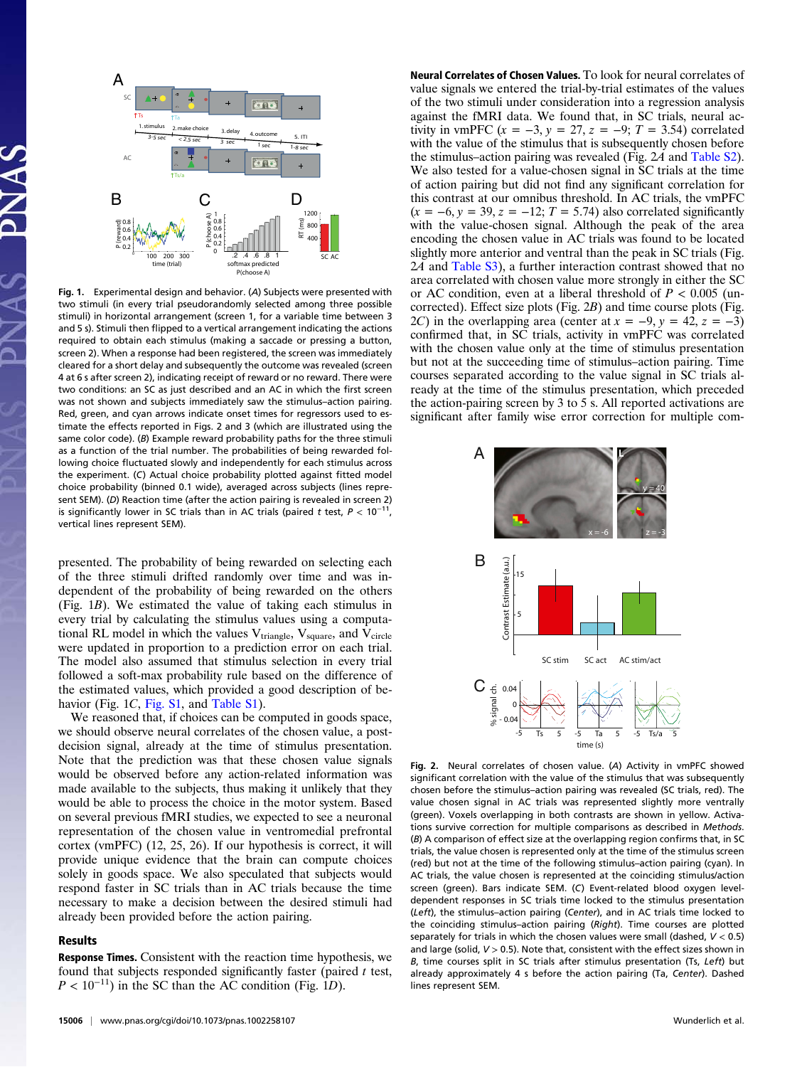**Fig. 1.** Experimental design and behavior. (*A*) Subjects were presented with two stimuli (in every trial pseudorandomly selected among three possible stimuli) in horizontal arrangement (screen 1, for a variable time between 3 and 5 s). Stimuli then flipped to a vertical arrangement indicating the actions required to obtain each stimulus (making a saccade or pressing a button, screen 2). When a response had been registered, the screen was immediately cleared for a short delay and subsequently the outcome was revealed (screen 4 at 6 s after screen 2), indicating receipt of reward or no reward. There were two conditions: an SC as just described and an AC in which the first screen was not shown and subjects immediately saw the stimulus–action pairing. Red, green, and cyan arrows indicate onset times for regressors used to estimate the effects reported in Figs. 2 and 3 (which are illustrated using the same color code). (*B*) Example reward probability paths for the three stimuli as a function of the trial number. The probabilities of being rewarded following choice fluctuated slowly and independently for each stimulus across the experiment. (*C*) Actual choice probability plotted against fitted model choice probability (binned 0.1 wide), averaged across subjects (lines represent SEM). (*D*) Reaction time (after the action pairing is revealed in screen 2) is significantly lower in SC trials than in AC trials (paired *t* test, $P < 10^{-11}$, vertical lines represent SEM).

presented. The probability of being rewarded on selecting each of the three stimuli drifted randomly over time and was independent of the probability of being rewarded on the others (Fig. 1*B*). We estimated the value of taking each stimulus in every trial by calculating the stimulus values using a computational RL model in which the values $V_{triangle}$, $V_{square}$, and $V_{circle}$ were updated in proportion to a prediction error on each trial. The model also assumed that stimulus selection in every trial followed a soft-max probability rule based on the difference of the estimated values, which provided a good description of behavior (Fig. 1*C*, Fig. S1, and Table S1).

We reasoned that, if choices can be computed in goods space, we should observe neural correlates of the chosen value, a postdecision signal, already at the time of stimulus presentation. Note that the prediction was that these chosen value signals would be observed before any action-related information was made available to the subjects, thus making it unlikely that they would be able to process the choice in the motor system. Based on several previous fMRI studies, we expected to see a neuronal representation of the chosen value in ventromedial prefrontal cortex (vmPFC) (12, 25, 26). If our hypothesis is correct, it will provide unique evidence that the brain can compute choices solely in goods space. We also speculated that subjects would respond faster in SC trials than in AC trials because the time necessary to make a decision between the desired stimuli had already been provided before the action pairing.

## Results

**Response Times.** Consistent with the reaction time hypothesis, we found that subjects responded significantly faster (paired *t* test, $P < 10^{-11}$) in the SC than the AC condition (Fig. 1*D*).

**Neural Correlates of Chosen Values.** To look for neural correlates of value signals we entered the trial-by-trial estimates of the values of the two stimuli under consideration into a regression analysis against the fMRI data. We found that, in SC trials, neural activity in vmPFC ($x = -3$, $y = 27$, $z = -9$; $T = 3.54$) correlated with the value of the stimulus that is subsequently chosen before the stimulus–action pairing was revealed (Fig. 2*A* and Table S2). We also tested for a value-chosen signal in SC trials at the time of action pairing but did not find any significant correlation for this contrast at our omnibus threshold. In AC trials, the vmPFC ($x = -6$, $y = 39$, $z = -12$; $T = 5.74$) also correlated significantly with the value-chosen signal. Although the peak of the area encoding the chosen value in AC trials was found to be located slightly more anterior and ventral than the peak in SC trials (Fig. 2*A* and Table S3), a further interaction contrast showed that no area correlated with chosen value more strongly in either the SC or AC condition, even at a liberal threshold of $P < 0.005$ (uncorrected). Effect size plots (Fig. 2*B*) and time course plots (Fig. 2*C*) in the overlapping area (center at $x = -9$, $y = 42$, $z = -3$) confirmed that, in SC trials, activity in vmPFC was correlated with the chosen value only at the time of stimulus presentation but not at the succeeding time of stimulus–action pairing. Time courses separated according to the value signal in SC trials already at the time of the stimulus presentation, which preceded the action-pairing screen by 3 to 5 s. All reported activations are significant after family wise error correction for multiple com-

**Fig. 2.** Neural correlates of chosen value. (*A*) Activity in vmPFC showed significant correlation with the value of the stimulus that was subsequently chosen before the stimulus–action pairing was revealed (SC trials, red). The value chosen signal in AC trials was represented slightly more ventrally (green). Voxels overlapping in both contrasts are shown in yellow. Activations survive correction for multiple comparisons as described in *Methods*. (*B*) A comparison of effect size at the overlapping region confirms that, in SC trials, the value chosen is represented only at the time of the stimulus screen (red) but not at the time of the following stimulus–action pairing (cyan). In AC trials, the value chosen is represented at the coinciding stimulus/action screen (green). Bars indicate SEM. (*C*) Event-related blood oxygen level-dependent responses in SC trials time locked to the stimulus presentation (*Left*), the stimulus–action pairing (*Center*), and in AC trials time locked to the coinciding stimulus–action pairing (*Right*). Time courses are plotted separately for trials in which the chosen values were small (dashed, $V < 0.5$) and large (solid, $V > 0.5$). Note that, consistent with the effect sizes shown in *B*, time courses split in SC trials after stimulus presentation (Ts, *Left*) but already approximately 4 s before the action pairing (Ta, *Center*). Dashed lines represent SEM.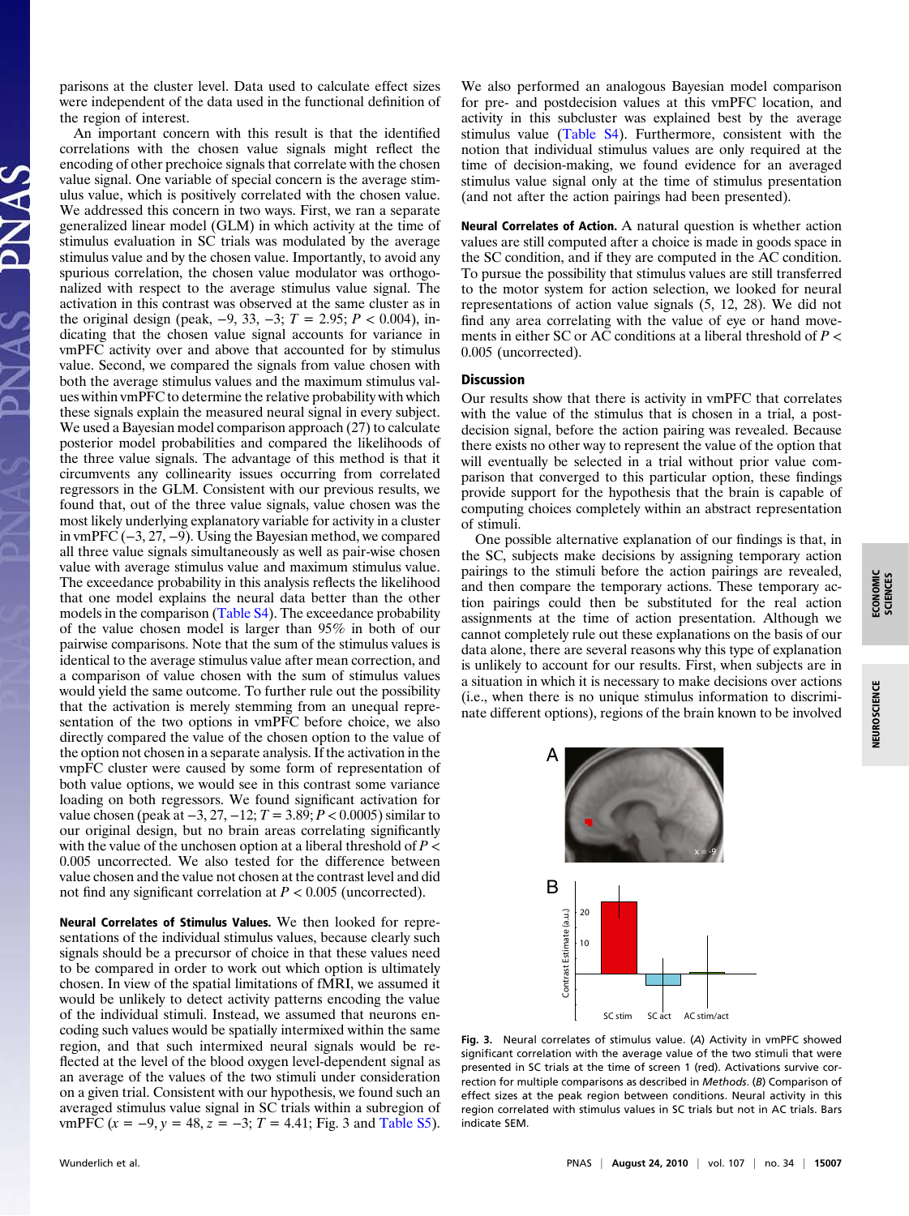parisons at the cluster level. Data used to calculate effect sizes were independent of the data used in the functional definition of the region of interest.

An important concern with this result is that the identified correlations with the chosen value signals might reflect the encoding of other prechoice signals that correlate with the chosen value signal. One variable of special concern is the average stimulus value, which is positively correlated with the chosen value. We addressed this concern in two ways. First, we ran a separate generalized linear model (GLM) in which activity at the time of stimulus evaluation in SC trials was modulated by the average stimulus value and by the chosen value. Importantly, to avoid any spurious correlation, the chosen value modulator was orthogonalized with respect to the average stimulus value signal. The activation in this contrast was observed at the same cluster as in the original design (peak, −9, 33, −3; $T = 2.95$; $P < 0.004$), indicating that the chosen value signal accounts for variance in vmPFC activity over and above that accounted for by stimulus value. Second, we compared the signals from value chosen with both the average stimulus values and the maximum stimulus values within vmPFC to determine the relative probability with which these signals explain the measured neural signal in every subject. We used a Bayesian model comparison approach (27) to calculate posterior model probabilities and compared the likelihoods of the three value signals. The advantage of this method is that it circumvents any collinearity issues occurring from correlated regressors in the GLM. Consistent with our previous results, we found that, out of the three value signals, value chosen was the most likely underlying explanatory variable for activity in a cluster in vmPFC (−3, 27, −9). Using the Bayesian method, we compared all three value signals simultaneously as well as pair-wise chosen value with average stimulus value and maximum stimulus value. The exceedance probability in this analysis reflects the likelihood that one model explains the neural data better than the other models in the comparison (Table S4). The exceedance probability of the value chosen model is larger than 95% in both of our pairwise comparisons. Note that the sum of the stimulus values is identical to the average stimulus value after mean correction, and a comparison of value chosen with the sum of stimulus values would yield the same outcome. To further rule out the possibility that the activation is merely stemming from an unequal representation of the two options in vmPFC before choice, we also directly compared the value of the chosen option to the value of the option not chosen in a separate analysis. If the activation in the vmpFC cluster were caused by some form of representation of both value options, we would see in this contrast some variance loading on both regressors. We found significant activation for value chosen (peak at −3, 27, −12; $T = 3.89$; $P < 0.0005$) similar to our original design, but no brain areas correlating significantly with the value of the unchosen option at a liberal threshold of $P < 0.005$ uncorrected. We also tested for the difference between value chosen and the value not chosen at the contrast level and did not find any significant correlation at $P < 0.005$ (uncorrected).

**Neural Correlates of Stimulus Values.** We then looked for representations of the individual stimulus values, because clearly such signals should be a precursor of choice in that these values need to be compared in order to work out which option is ultimately chosen. In view of the spatial limitations of fMRI, we assumed it would be unlikely to detect activity patterns encoding the value of the individual stimuli. Instead, we assumed that neurons encoding such values would be spatially intermixed within the same region, and that such intermixed neural signals would be reflected at the level of the blood oxygen level-dependent signal as an average of the values of the two stimuli under consideration on a given trial. Consistent with our hypothesis, we found such an averaged stimulus value signal in SC trials within a subregion of vmPFC ($x = -9, y = 48, z = -3$; $T = 4.41$; Fig. 3 and Table S5).

We also performed an analogous Bayesian model comparison for pre- and postdecision values at this vmPFC location, and activity in this subcluster was explained best by the average stimulus value (Table S4). Furthermore, consistent with the notion that individual stimulus values are only required at the time of decision-making, we found evidence for an averaged stimulus value signal only at the time of stimulus presentation (and not after the action pairings had been presented).

**Neural Correlates of Action.** A natural question is whether action values are still computed after a choice is made in goods space in the SC condition, and if they are computed in the AC condition. To pursue the possibility that stimulus values are still transferred to the motor system for action selection, we looked for neural representations of action value signals (5, 12, 28). We did not find any area correlating with the value of eye or hand movements in either SC or AC conditions at a liberal threshold of $P < 0.005$ (uncorrected).

## Discussion

Our results show that there is activity in vmPFC that correlates with the value of the stimulus that is chosen in a trial, a post-decision signal, before the action pairing was revealed. Because there exists no other way to represent the value of the option that will eventually be selected in a trial without prior value comparison that converged to this particular option, these findings provide support for the hypothesis that the brain is capable of computing choices completely within an abstract representation of stimuli.

One possible alternative explanation of our findings is that, in the SC, subjects make decisions by assigning temporary action pairings to the stimuli before the action pairings are revealed, and then compare the temporary actions. These temporary action pairings could then be substituted for the real action assignments at the time of action presentation. Although we cannot completely rule out these explanations on the basis of our data alone, there are several reasons why this type of explanation is unlikely to account for our results. First, when subjects are in a situation in which it is necessary to make decisions over actions (i.e., when there is no unique stimulus information to discriminate different options), regions of the brain known to be involved

**Fig. 3.** Neural correlates of stimulus value. (*A*) Activity in vmPFC showed significant correlation with the average value of the two stimuli that were presented in SC trials at the time of screen 1 (red). Activations survive correction for multiple comparisons as described in *Methods*. (*B*) Comparison of effect sizes at the peak region between conditions. Neural activity in this region correlated with stimulus values in SC trials but not in AC trials. Bars indicate SEM.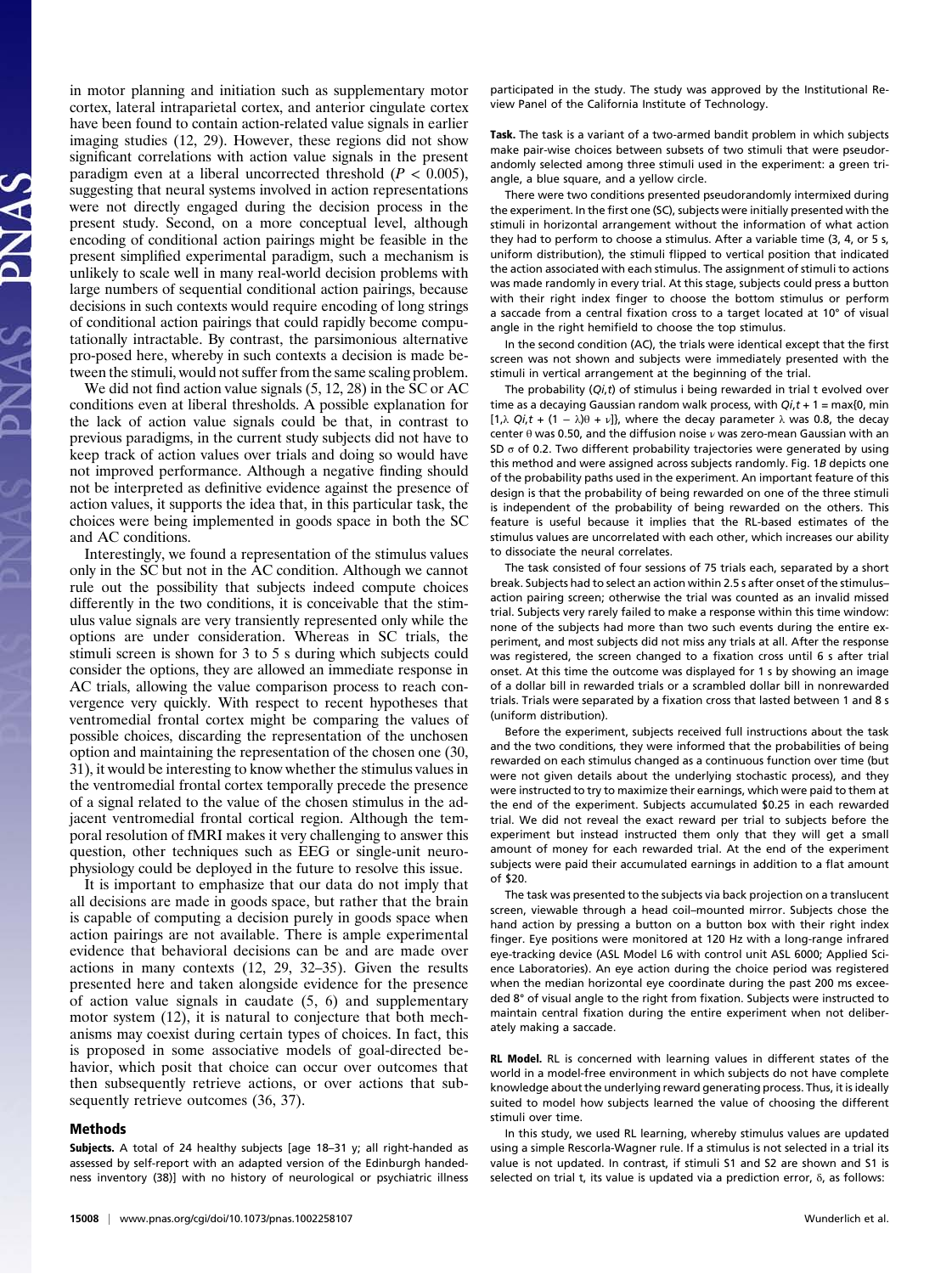in motor planning and initiation such as supplementary motor cortex, lateral intraparietal cortex, and anterior cingulate cortex have been found to contain action-related value signals in earlier imaging studies (12, 29). However, these regions did not show significant correlations with action value signals in the present paradigm even at a liberal uncorrected threshold ($P < 0.005$), suggesting that neural systems involved in action representations were not directly engaged during the decision process in the present study. Second, on a more conceptual level, although encoding of conditional action pairings might be feasible in the present simplified experimental paradigm, such a mechanism is unlikely to scale well in many real-world decision problems with large numbers of sequential conditional action pairings, because decisions in such contexts would require encoding of long strings of conditional action pairings that could rapidly become computationally intractable. By contrast, the parsimonious alternative pro-posed here, whereby in such contexts a decision is made between the stimuli, would not suffer from the same scaling problem.

We did not find action value signals (5, 12, 28) in the SC or AC conditions even at liberal thresholds. A possible explanation for the lack of action value signals could be that, in contrast to previous paradigms, in the current study subjects did not have to keep track of action values over trials and doing so would have not improved performance. Although a negative finding should not be interpreted as definitive evidence against the presence of action values, it supports the idea that, in this particular task, the choices were being implemented in goods space in both the SC and AC conditions.

Interestingly, we found a representation of the stimulus values only in the SC but not in the AC condition. Although we cannot rule out the possibility that subjects indeed compute choices differently in the two conditions, it is conceivable that the stimulus value signals are very transiently represented only while the options are under consideration. Whereas in SC trials, the stimuli screen is shown for 3 to 5 s during which subjects could consider the options, they are allowed an immediate response in AC trials, allowing the value comparison process to reach convergence very quickly. With respect to recent hypotheses that ventromedial frontal cortex might be comparing the values of possible choices, discarding the representation of the unchosen option and maintaining the representation of the chosen one (30, 31), it would be interesting to know whether the stimulus values in the ventromedial frontal cortex temporally precede the presence of a signal related to the value of the chosen stimulus in the adjacent ventromedial frontal cortical region. Although the temporal resolution of fMRI makes it very challenging to answer this question, other techniques such as EEG or single-unit neurophysiology could be deployed in the future to resolve this issue.

It is important to emphasize that our data do not imply that all decisions are made in goods space, but rather that the brain is capable of computing a decision purely in goods space when action pairings are not available. There is ample experimental evidence that behavioral decisions can be and are made over actions in many contexts (12, 29, 32–35). Given the results presented here and taken alongside evidence for the presence of action value signals in caudate (5, 6) and supplementary motor system (12), it is natural to conjecture that both mechanisms may coexist during certain types of choices. In fact, this is proposed in some associative models of goal-directed behavior, which posit that choice can occur over outcomes that then subsequently retrieve actions, or over actions that subsequently retrieve outcomes (36, 37).

## Methods

**Subjects.** A total of 24 healthy subjects [age 18–31 y; all right-handed as assessed by self-report with an adapted version of the Edinburgh handedness inventory (38)] with no history of neurological or psychiatric illness participated in the study. The study was approved by the Institutional Review Panel of the California Institute of Technology.

**Task.** The task is a variant of a two-armed bandit problem in which subjects make pair-wise choices between subsets of two stimuli that were pseudorandomly selected among three stimuli used in the experiment: a green triangle, a blue square, and a yellow circle.

There were two conditions presented pseudorandomly intermixed during the experiment. In the first one (SC), subjects were initially presented with the stimuli in horizontal arrangement without the information of what action they had to perform to choose a stimulus. After a variable time (3, 4, or 5 s, uniform distribution), the stimuli flipped to vertical position that indicated the action associated with each stimulus. The assignment of stimuli to actions was made randomly in every trial. At this stage, subjects could press a button with their right index finger to choose the bottom stimulus or perform a saccade from a central fixation cross to a target located at 10° of visual angle in the right hemifield to choose the top stimulus.

In the second condition (AC), the trials were identical except that the first screen was not shown and subjects were immediately presented with the stimuli in vertical arrangement at the beginning of the trial.

The probability ($Q_{i,t}$) of stimulus i being rewarded in trial t evolved over time as a decaying Gaussian random walk process, with $Q_{i,t+1} = \max\{0, \min[1, \lambda Q_{i,t} + (1 - \lambda)\theta + \nu]\}$, where the decay parameter $\lambda$ was 0.8, the decay center $\theta$ was 0.50, and the diffusion noise $\nu$ was zero-mean Gaussian with an SD $\sigma$ of 0.2. Two different probability trajectories were generated by using this method and were assigned across subjects randomly. Fig. 1*B* depicts one of the probability paths used in the experiment. An important feature of this design is that the probability of being rewarded on one of the three stimuli is independent of the probability of being rewarded on the others. This feature is useful because it implies that the RL-based estimates of the stimulus values are uncorrelated with each other, which increases our ability to dissociate the neural correlates.

The task consisted of four sessions of 75 trials each, separated by a short break. Subjects had to select an action within 2.5 s after onset of the stimulus–action pairing screen; otherwise the trial was counted as an invalid missed trial. Subjects very rarely failed to make a response within this time window: none of the subjects had more than two such events during the entire experiment, and most subjects did not miss any trials at all. After the response was registered, the screen changed to a fixation cross until 6 s after trial onset. At this time the outcome was displayed for 1 s by showing an image of a dollar bill in rewarded trials or a scrambled dollar bill in nonrewarded trials. Trials were separated by a fixation cross that lasted between 1 and 8 s (uniform distribution).

Before the experiment, subjects received full instructions about the task and the two conditions, they were informed that the probabilities of being rewarded on each stimulus changed as a continuous function over time (but were not given details about the underlying stochastic process), and they were instructed to try to maximize their earnings, which were paid to them at the end of the experiment. Subjects accumulated \$0.25 in each rewarded trial. We did not reveal the exact reward per trial to subjects before the experiment but instead instructed them only that they will get a small amount of money for each rewarded trial. At the end of the experiment subjects were paid their accumulated earnings in addition to a flat amount of \$20.

The task was presented to the subjects via back projection on a translucent screen, viewable through a head coil–mounted mirror. Subjects chose the hand action by pressing a button on a button box with their right index finger. Eye positions were monitored at 120 Hz with a long-range infrared eye-tracking device (ASL Model L6 with control unit ASL 6000; Applied Science Laboratories). An eye action during the choice period was registered when the median horizontal eye coordinate during the past 200 ms exceeded 8° of visual angle to the right from fixation. Subjects were instructed to maintain central fixation during the entire experiment when not deliberately making a saccade.

**RL Model.** RL is concerned with learning values in different states of the world in a model-free environment in which subjects do not have complete knowledge about the underlying reward generating process. Thus, it is ideally suited to model how subjects learned the value of choosing the different stimuli over time.

In this study, we used RL learning, whereby stimulus values are updated using a simple Rescorla-Wagner rule. If a stimulus is not selected in a trial its value is not updated. In contrast, if stimuli S1 and S2 are shown and S1 is selected on trial t, its value is updated via a prediction error, $\delta$, as follows: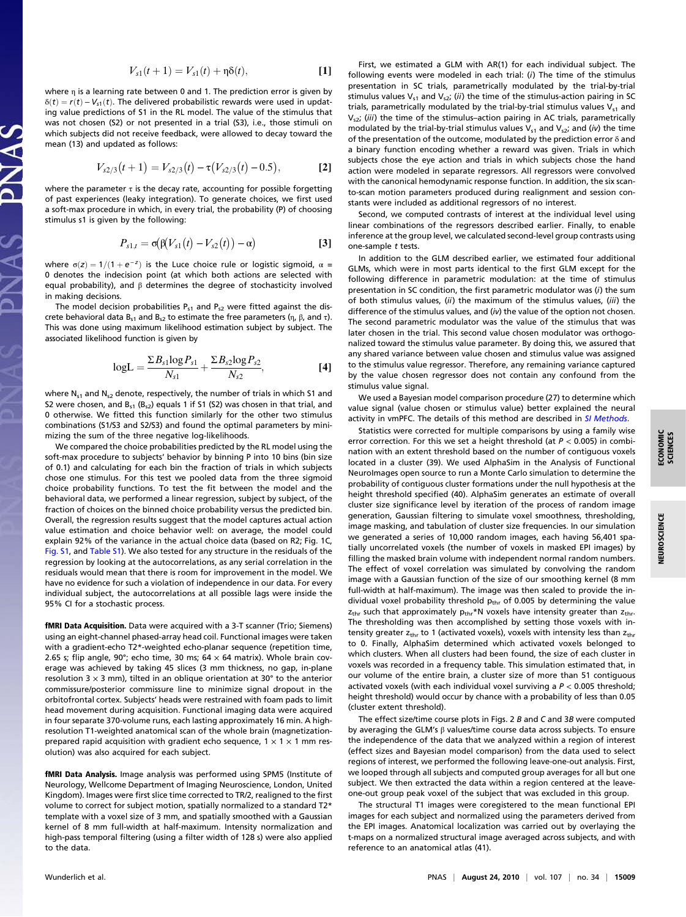$$V_{s1}(t+1) = V_{s1}(t) + \eta\delta(t), \quad \textbf{[1]}$$

where $\eta$ is a learning rate between 0 and 1. The prediction error is given by $\delta(t) = r(t) - V_{s1}(t)$. The delivered probabilistic rewards were used in updating value predictions of S1 in the RL model. The value of the stimulus that was not chosen (S2) or not presented in a trial (S3), i.e., those stimuli on which subjects did not receive feedback, were allowed to decay toward the mean (13) and updated as follows:

$$V_{s2/3}(t+1) = V_{s2/3}(t) - \tau(V_{s2/3}(t) - 0.5), \quad \textbf{[2]}$$

where the parameter $\tau$ is the decay rate, accounting for possible forgetting of past experiences (leaky integration). To generate choices, we first used a soft-max procedure in which, in every trial, the probability (P) of choosing stimulus s1 is given by the following:

$$P_{s1,t} = \sigma(\beta(V_{s1}(t) - V_{s2}(t)) - \alpha) \quad \textbf{[3]}$$

where $\sigma(z) = 1/(1+e^{-z})$ is the Luce choice rule or logistic sigmoid, $\alpha$ = 0 denotes the indecision point (at which both actions are selected with equal probability), and $\beta$ determines the degree of stochasticity involved in making decisions.

The model decision probabilities $P_{s1}$ and $P_{s2}$ were fitted against the discrete behavioral data $B_{s1}$ and $B_{s2}$ to estimate the free parameters ($\eta$, $\beta$, and $\tau$). This was done using maximum likelihood estimation subject by subject. The associated likelihood function is given by

$$\log L = \frac{\Sigma B_{s1} \log P_{s1}}{N_{s1}} + \frac{\Sigma B_{s2} \log P_{s2}}{N_{s2}}, \quad \textbf{[4]}$$

where $N_{s1}$ and $N_{s2}$ denote, respectively, the number of trials in which S1 and S2 were chosen, and $B_{s1}$ ($B_{s2}$) equals 1 if S1 (S2) was chosen in that trial, and 0 otherwise. We fitted this function similarly for the other two stimulus combinations (S1/S3 and S2/S3) and found the optimal parameters by minimizing the sum of the three negative log-likelihoods.

We compared the choice probabilities predicted by the RL model using the soft-max procedure to subjects' behavior by binning P into 10 bins (bin size of 0.1) and calculating for each bin the fraction of trials in which subjects chose one stimulus. For this test we pooled data from the three sigmoid choice probability functions. To test the fit between the model and the behavioral data, we performed a linear regression, subject by subject, of the fraction of choices on the binned choice probability versus the predicted bin. Overall, the regression results suggest that the model captures actual action value estimation and choice behavior well: on average, the model could explain 92% of the variance in the actual choice data (based on $R^2$; Fig. 1C, *Fig. S1*, and *Table S1*). We also tested for any structure in the residuals of the regression by looking at the autocorrelations, as any serial correlation in the residuals would mean that there is room for improvement in the model. We have no evidence for such a violation of independence in our data. For every individual subject, the autocorrelations at all possible lags were inside the 95% CI for a stochastic process.

**fMRI Data Acquisition.** Data were acquired with a 3-T scanner (Trio; Siemens) using an eight-channel phased-array head coil. Functional images were taken with a gradient-echo T2*-weighted echo-planar sequence (repetition time, 2.65 s; flip angle, 90°; echo time, 30 ms; 64 × 64 matrix). Whole brain coverage was achieved by taking 45 slices (3 mm thickness, no gap, in-plane resolution 3 × 3 mm), tilted in an oblique orientation at 30° to the anterior commissure/posterior commissure line to minimize signal dropout in the orbitofrontal cortex. Subjects' heads were restrained with foam pads to limit head movement during acquisition. Functional imaging data were acquired in four separate 370-volume runs, each lasting approximately 16 min. A high-resolution T1-weighted anatomical scan of the whole brain (magnetization-prepared rapid acquisition with gradient echo sequence, 1 × 1 × 1 mm resolution) was also acquired for each subject.

**fMRI Data Analysis.** Image analysis was performed using SPM5 (Institute of Neurology, Wellcome Department of Imaging Neuroscience, London, United Kingdom). Images were first slice time corrected to TR/2, realigned to the first volume to correct for subject motion, spatially normalized to a standard T2* template with a voxel size of 3 mm, and spatially smoothed with a Gaussian kernel of 8 mm full-width at half-maximum. Intensity normalization and high-pass temporal filtering (using a filter width of 128 s) were also applied to the data.

First, we estimated a GLM with AR(1) for each individual subject. The following events were modeled in each trial: (*i*) The time of the stimulus presentation in SC trials, parametrically modulated by the trial-by-trial stimulus values $V_{s1}$ and $V_{s2}$; (*ii*) the time of the stimulus-action pairing in SC trials, parametrically modulated by the trial-by-trial stimulus values $V_{s1}$ and $V_{s2}$; (*iii*) the time of the stimulus–action pairing in AC trials, parametrically modulated by the trial-by-trial stimulus values $V_{s1}$ and $V_{s2}$; and (*iv*) the time of the presentation of the outcome, modulated by the prediction error $\delta$ and a binary function encoding whether a reward was given. Trials in which subjects chose the eye action and trials in which subjects chose the hand action were modeled in separate regressors. All regressors were convolved with the canonical hemodynamic response function. In addition, the six scan-to-scan motion parameters produced during realignment and session constants were included as additional regressors of no interest.

Second, we computed contrasts of interest at the individual level using linear combinations of the regressors described earlier. Finally, to enable inference at the group level, we calculated second-level group contrasts using one-sample *t* tests.

In addition to the GLM described earlier, we estimated four additional GLMs, which were in most parts identical to the first GLM except for the following difference in parametric modulation: at the time of stimulus presentation in SC condition, the first parametric modulator was (*i*) the sum of both stimulus values, (*ii*) the maximum of the stimulus values, (*iii*) the difference of the stimulus values, and (*iv*) the value of the option not chosen. The second parametric modulator was the value of the stimulus that was later chosen in the trial. This second value chosen modulator was orthogonalized toward the stimulus value parameter. By doing this, we assured that any shared variance between value chosen and stimulus value was assigned to the stimulus value regressor. Therefore, any remaining variance captured by the value chosen regressor does not contain any confound from the stimulus value signal.

We used a Bayesian model comparison procedure (27) to determine which value signal (value chosen or stimulus value) better explained the neural activity in vmPFC. The details of this method are described in *SI Methods*.

Statistics were corrected for multiple comparisons by using a family wise error correction. For this we set a height threshold (at $P < 0.005$) in combination with an extent threshold based on the number of contiguous voxels located in a cluster (39). We used AlphaSim in the Analysis of Functional NeuroImages open source to run a Monte Carlo simulation to determine the probability of contiguous cluster formations under the null hypothesis at the height threshold specified (40). AlphaSim generates an estimate of overall cluster size significance level by iteration of the process of random image generation, Gaussian filtering to simulate voxel smoothness, thresholding, image masking, and tabulation of cluster size frequencies. In our simulation we generated a series of 10,000 random images, each having 56,401 spatially uncorrelated voxels (the number of voxels in masked EPI images) by filling the masked brain volume with independent normal random numbers. The effect of voxel correlation was simulated by convolving the random image with a Gaussian function of the size of our smoothing kernel (8 mm full-width at half-maximum). The image was then scaled to provide the individual voxel probability threshold $p_{thr}$ of 0.005 by determining the value $z_{thr}$ such that approximately $p_{thr}$*N voxels have intensity greater than $z_{thr}$. The thresholding was then accomplished by setting those voxels with intensity greater $z_{thr}$ to 1 (activated voxels), voxels with intensity less than $z_{thr}$ to 0. Finally, AlphaSim determined which activated voxels belonged to which clusters. When all clusters had been found, the size of each cluster in voxels was recorded in a frequency table. This simulation estimated that, in our volume of the entire brain, a cluster size of more than 51 contiguous activated voxels (with each individual voxel surviving a $P < 0.005$ threshold; height threshold) would occur by chance with a probability of less than 0.05 (cluster extent threshold).

The effect size/time course plots in Figs. 2 *B* and *C* and 3*B* were computed by averaging the GLM's $\beta$ values/time course data across subjects. To ensure the independence of the data that we analyzed within a region of interest (effect sizes and Bayesian model comparison) from the data used to select regions of interest, we performed the following leave-one-out analysis. First, we looped through all subjects and computed group averages for all but one subject. We then extracted the data within a region centered at the leave-one-out group peak voxel of the subject that was excluded in this group.

The structural T1 images were coregistered to the mean functional EPI images for each subject and normalized using the parameters derived from the EPI images. Anatomical localization was carried out by overlaying the t-maps on a normalized structural image averaged across subjects, and with reference to an anatomical atlas (41).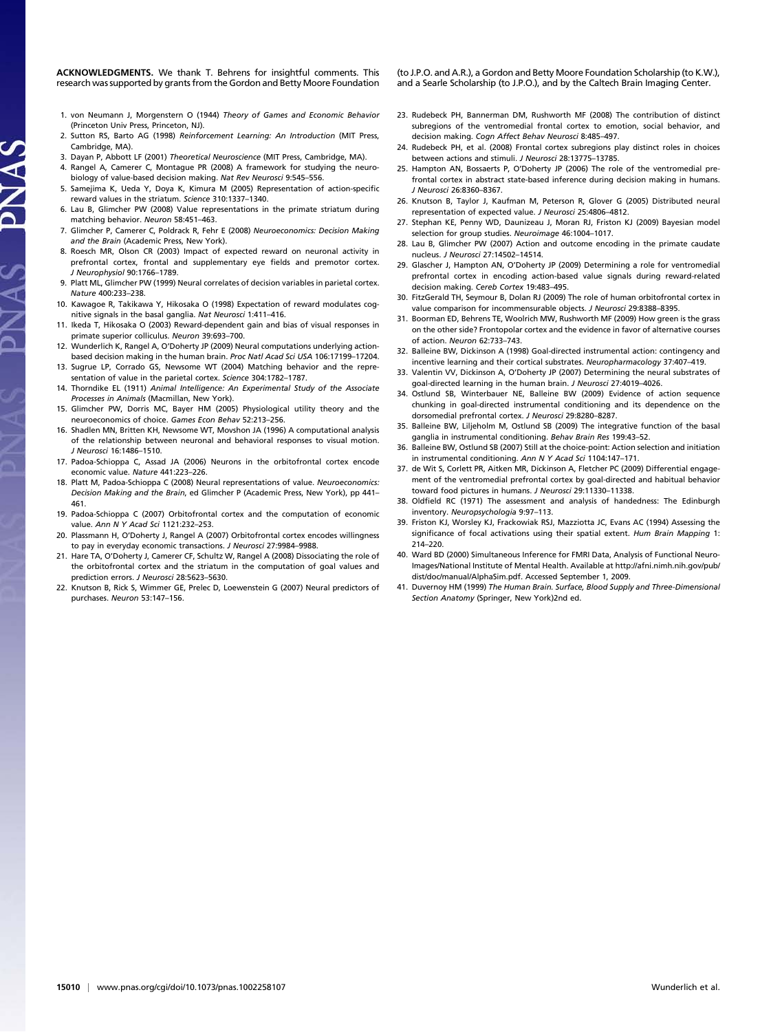**ACKNOWLEDGMENTS.** We thank T. Behrens for insightful comments. This research was supported by grants from the Gordon and Betty Moore Foundation (to J.P.O. and A.R.), a Gordon and Betty Moore Foundation Scholarship (to K.W.), and a Searle Scholarship (to J.P.O.), and by the Caltech Brain Imaging Center.

1. von Neumann J, Morgenstern O (1944) *Theory of Games and Economic Behavior* (Princeton Univ Press, Princeton, NJ).
2. Sutton RS, Barto AG (1998) *Reinforcement Learning: An Introduction* (MIT Press, Cambridge, MA).
3. Dayan P, Abbott LF (2001) *Theoretical Neuroscience* (MIT Press, Cambridge, MA).
4. Rangel A, Camerer C, Montague PR (2008) A framework for studying the neurobiology of value-based decision making. *Nat Rev Neurosci* 9:545–556.
5. Samejima K, Ueda Y, Doya K, Kimura M (2005) Representation of action-specific reward values in the striatum. *Science* 310:1337–1340.
6. Lau B, Glimcher PW (2008) Value representations in the primate striatum during matching behavior. *Neuron* 58:451–463.
7. Glimcher P, Camerer C, Poldrack R, Fehr E (2008) *Neuroeconomics: Decision Making and the Brain* (Academic Press, New York).
8. Roesch MR, Olson CR (2003) Impact of expected reward on neuronal activity in prefrontal cortex, frontal and supplementary eye fields and premotor cortex. *J Neurophysiol* 90:1766–1789.
9. Platt ML, Glimcher PW (1999) Neural correlates of decision variables in parietal cortex. *Nature* 400:233–238.
10. Kawagoe R, Takikawa Y, Hikosaka O (1998) Expectation of reward modulates cognitive signals in the basal ganglia. *Nat Neurosci* 1:411–416.
11. Ikeda T, Hikosaka O (2003) Reward-dependent gain and bias of visual responses in primate superior colliculus. *Neuron* 39:693–700.
12. Wunderlich K, Rangel A, O'Doherty JP (2009) Neural computations underlying action-based decision making in the human brain. *Proc Natl Acad Sci USA* 106:17199–17204.
13. Sugrue LP, Corrado GS, Newsome WT (2004) Matching behavior and the representation of value in the parietal cortex. *Science* 304:1782–1787.
14. Thorndike EL (1911) *Animal Intelligence: An Experimental Study of the Associate Processes in Animals* (Macmillan, New York).
15. Glimcher PW, Dorris MC, Bayer HM (2005) Physiological utility theory and the neuroeconomics of choice. *Games Econ Behav* 52:213–256.
16. Shadlen MN, Britten KH, Newsome WT, Movshon JA (1996) A computational analysis of the relationship between neuronal and behavioral responses to visual motion. *J Neurosci* 16:1486–1510.
17. Padoa-Schioppa C, Assad JA (2006) Neurons in the orbitofrontal cortex encode economic value. *Nature* 441:223–226.
18. Platt M, Padoa-Schioppa C (2008) Neural representations of value. *Neuroeconomics: Decision Making and the Brain*, ed Glimcher P (Academic Press, New York), pp 441–461.
19. Padoa-Schioppa C (2007) Orbitofrontal cortex and the computation of economic value. *Ann N Y Acad Sci* 1121:232–253.
20. Plassmann H, O'Doherty J, Rangel A (2007) Orbitofrontal cortex encodes willingness to pay in everyday economic transactions. *J Neurosci* 27:9984–9988.
21. Hare TA, O'Doherty J, Camerer CF, Schultz W, Rangel A (2008) Dissociating the role of the orbitofrontal cortex and the striatum in the computation of goal values and prediction errors. *J Neurosci* 28:5623–5630.
22. Knutson B, Rick S, Wimmer GE, Prelec D, Loewenstein G (2007) Neural predictors of purchases. *Neuron* 53:147–156.
23. Rudebeck PH, Bannerman DM, Rushworth MF (2008) The contribution of distinct subregions of the ventromedial frontal cortex to emotion, social behavior, and decision making. *Cogn Affect Behav Neurosci* 8:485–497.
24. Rudebeck PH, et al. (2008) Frontal cortex subregions play distinct roles in choices between actions and stimuli. *J Neurosci* 28:13775–13785.
25. Hampton AN, Bossaerts P, O'Doherty JP (2006) The role of the ventromedial prefrontal cortex in abstract state-based inference during decision making in humans. *J Neurosci* 26:8360–8367.
26. Knutson B, Taylor J, Kaufman M, Peterson R, Glover G (2005) Distributed neural representation of expected value. *J Neurosci* 25:4806–4812.
27. Stephan KE, Penny WD, Daunizeau J, Moran RJ, Friston KJ (2009) Bayesian model selection for group studies. *Neuroimage* 46:1004–1017.
28. Lau B, Glimcher PW (2007) Action and outcome encoding in the primate caudate nucleus. *J Neurosci* 27:14502–14514.
29. Glascher J, Hampton AN, O'Doherty JP (2009) Determining a role for ventromedial prefrontal cortex in encoding action-based value signals during reward-related decision making. *Cereb Cortex* 19:483–495.
30. FitzGerald TH, Seymour B, Dolan RJ (2009) The role of human orbitofrontal cortex in value comparison for incommensurable objects. *J Neurosci* 29:8388–8395.
31. Boorman ED, Behrens TE, Woolrich MW, Rushworth MF (2009) How green is the grass on the other side? Frontopolar cortex and the evidence in favor of alternative courses of action. *Neuron* 62:733–743.
32. Balleine BW, Dickinson A (1998) Goal-directed instrumental action: contingency and incentive learning and their cortical substrates. *Neuropharmacology* 37:407–419.
33. Valentin VV, Dickinson A, O'Doherty JP (2007) Determining the neural substrates of goal-directed learning in the human brain. *J Neurosci* 27:4019–4026.
34. Ostlund SB, Winterbauer NE, Balleine BW (2009) Evidence of action sequence chunking in goal-directed instrumental conditioning and its dependence on the dorsomedial prefrontal cortex. *J Neurosci* 29:8280–8287.
35. Balleine BW, Liljeholm M, Ostlund SB (2009) The integrative function of the basal ganglia in instrumental conditioning. *Behav Brain Res* 199:43–52.
36. Balleine BW, Ostlund SB (2007) Still at the choice-point: Action selection and initiation in instrumental conditioning. *Ann N Y Acad Sci* 1104:147–171.
37. de Wit S, Corlett PR, Aitken MR, Dickinson A, Fletcher PC (2009) Differential engagement of the ventromedial prefrontal cortex by goal-directed and habitual behavior toward food pictures in humans. *J Neurosci* 29:11330–11338.
38. Oldfield RC (1971) The assessment and analysis of handedness: The Edinburgh inventory. *Neuropsychologia* 9:97–113.
39. Friston KJ, Worsley KJ, Frackowiak RSJ, Mazziotta JC, Evans AC (1994) Assessing the significance of focal activations using their spatial extent. *Hum Brain Mapping* 1: 214–220.
40. Ward BD (2000) Simultaneous Inference for FMRI Data, Analysis of Functional NeuroImages/National Institute of Mental Health. Available at http://afni.nimh.nih.gov/pub/dist/doc/manual/AlphaSim.pdf. Accessed September 1, 2009.
41. Duvernoy HM (1999) *The Human Brain. Surface, Blood Supply and Three-Dimensional Section Anatomy* (Springer, New York)2nd ed.